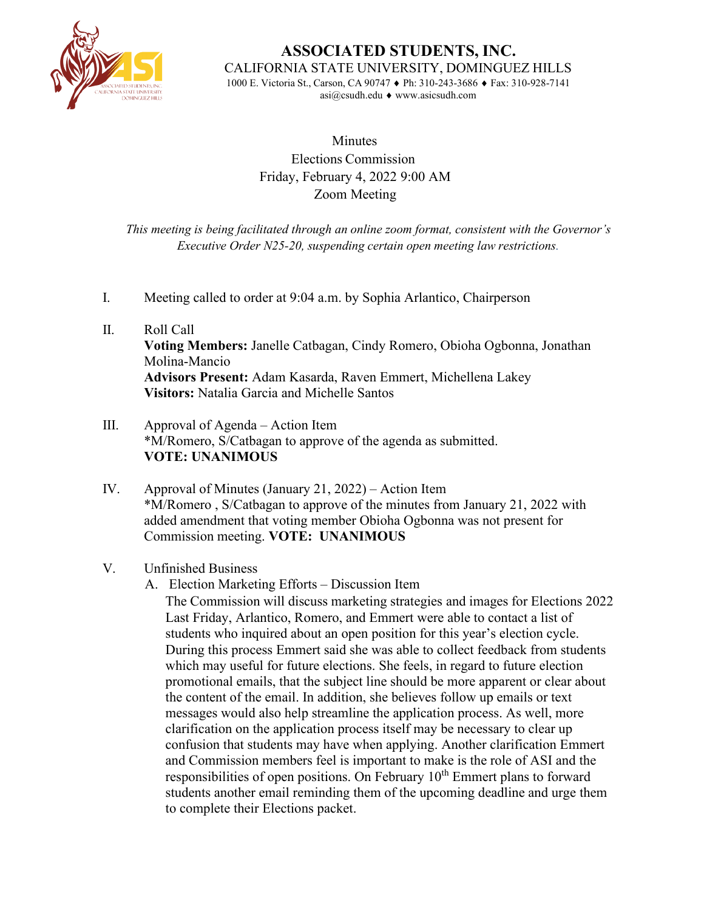# ASSOCIATED STUDENTS, INC.

CALIFORNIA STATE UNIVERSITY, DOMINGUEZ HILLS

1000 E. Victoria St., Carson, CA 90747 ♦ Ph: 310-243-3686 ♦ Fax: 310-928-7141

asi@csudh.edu ♦ www.asicsudh.com

Minutes

Elections Commission

Friday, February 4, 2022 9:00 AM

Zoom Meeting

*This meeting is being facilitated through an online zoom format, consistent with the Governor's Executive Order N25-20, suspending certain open meeting law restrictions.*

I. Meeting called to order at 9:04 a.m. by Sophia Arlantico, Chairperson

II. Roll Call
**Voting Members:** Janelle Catbagan, Cindy Romero, Obioha Ogbonna, Jonathan Molina-Mancio
**Advisors Present:** Adam Kasarda, Raven Emmert, Michellena Lakey
**Visitors:** Natalia Garcia and Michelle Santos

III. Approval of Agenda – Action Item
*M/Romero, S/Catbagan to approve of the agenda as submitted.
**VOTE: UNANIMOUS**

IV. Approval of Minutes (January 21, 2022) – Action Item
*M/Romero , S/Catbagan to approve of the minutes from January 21, 2022 with added amendment that voting member Obioha Ogbonna was not present for Commission meeting. **VOTE: UNANIMOUS**

V. Unfinished Business
A. Election Marketing Efforts – Discussion Item
The Commission will discuss marketing strategies and images for Elections 2022 Last Friday, Arlantico, Romero, and Emmert were able to contact a list of students who inquired about an open position for this year's election cycle. During this process Emmert said she was able to collect feedback from students which may useful for future elections. She feels, in regard to future election promotional emails, that the subject line should be more apparent or clear about the content of the email. In addition, she believes follow up emails or text messages would also help streamline the application process. As well, more clarification on the application process itself may be necessary to clear up confusion that students may have when applying. Another clarification Emmert and Commission members feel is important to make is the role of ASI and the responsibilities of open positions. On February 10th Emmert plans to forward students another email reminding them of the upcoming deadline and urge them to complete their Elections packet.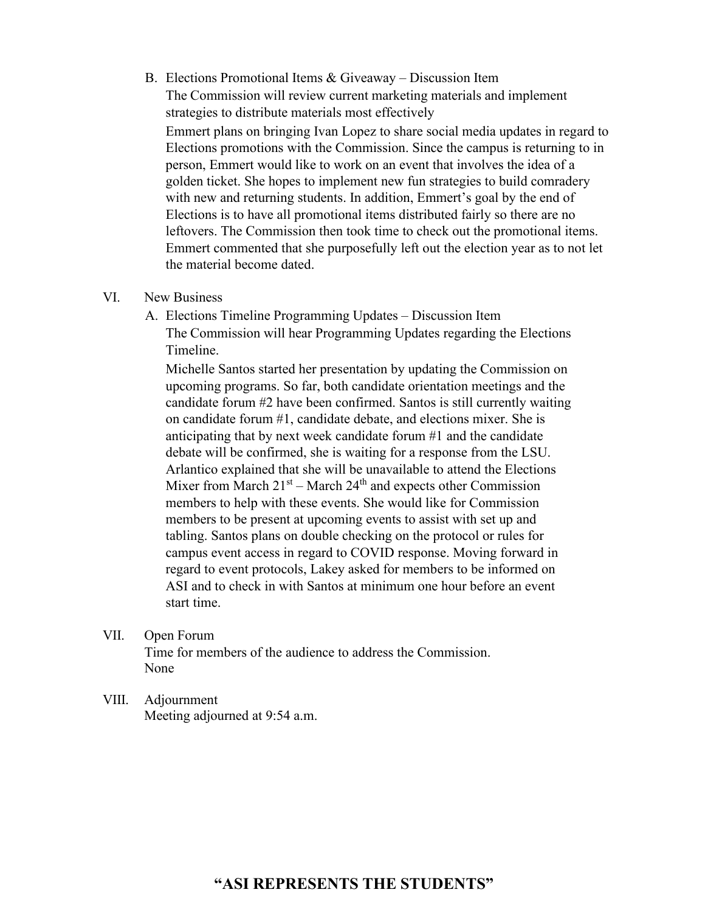B. Elections Promotional Items & Giveaway – Discussion Item

The Commission will review current marketing materials and implement strategies to distribute materials most effectively

Emmert plans on bringing Ivan Lopez to share social media updates in regard to Elections promotions with the Commission. Since the campus is returning to in person, Emmert would like to work on an event that involves the idea of a golden ticket. She hopes to implement new fun strategies to build comradery with new and returning students. In addition, Emmert's goal by the end of Elections is to have all promotional items distributed fairly so there are no leftovers. The Commission then took time to check out the promotional items. Emmert commented that she purposefully left out the election year as to not let the material become dated.

VI. New Business

A. Elections Timeline Programming Updates – Discussion Item

The Commission will hear Programming Updates regarding the Elections Timeline.

Michelle Santos started her presentation by updating the Commission on upcoming programs. So far, both candidate orientation meetings and the candidate forum #2 have been confirmed. Santos is still currently waiting on candidate forum #1, candidate debate, and elections mixer. She is anticipating that by next week candidate forum #1 and the candidate debate will be confirmed, she is waiting for a response from the LSU. Arlantico explained that she will be unavailable to attend the Elections Mixer from March 21st – March 24th and expects other Commission members to help with these events. She would like for Commission members to be present at upcoming events to assist with set up and tabling. Santos plans on double checking on the protocol or rules for campus event access in regard to COVID response. Moving forward in regard to event protocols, Lakey asked for members to be informed on ASI and to check in with Santos at minimum one hour before an event start time.

VII. Open Forum

Time for members of the audience to address the Commission.

None

VIII. Adjournment

Meeting adjourned at 9:54 a.m.

**"ASI REPRESENTS THE STUDENTS"**